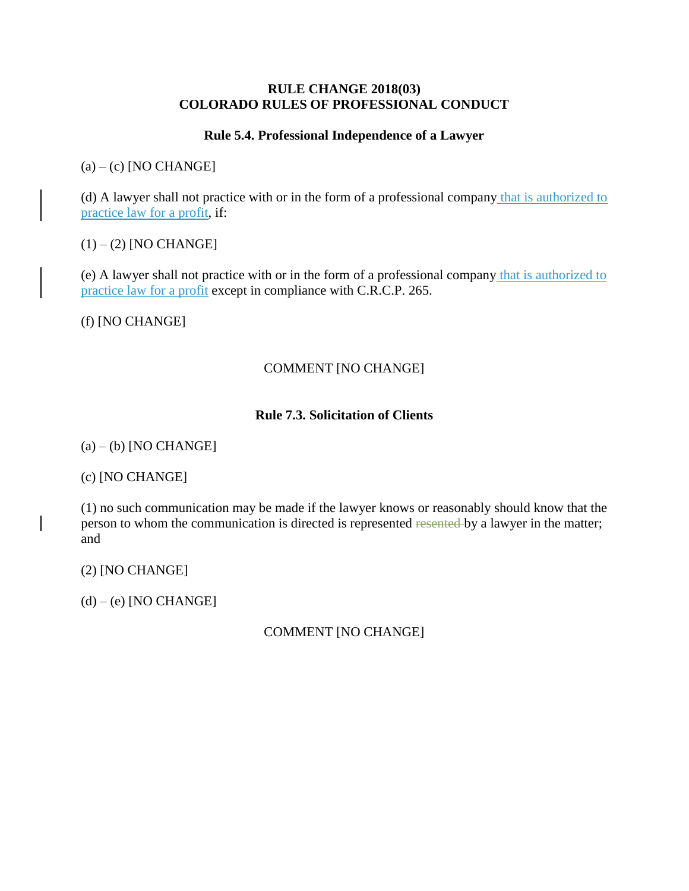**RULE CHANGE 2018(03)**
**COLORADO RULES OF PROFESSIONAL CONDUCT**

**Rule 5.4. Professional Independence of a Lawyer**

(a) – (c) [NO CHANGE]

(d) A lawyer shall not practice with or in the form of a professional company that is authorized to practice law for a profit, if:

(1) – (2) [NO CHANGE]

(e) A lawyer shall not practice with or in the form of a professional company that is authorized to practice law for a profit except in compliance with C.R.C.P. 265.

(f) [NO CHANGE]

COMMENT [NO CHANGE]

**Rule 7.3. Solicitation of Clients**

(a) – (b) [NO CHANGE]

(c) [NO CHANGE]

(1) no such communication may be made if the lawyer knows or reasonably should know that the person to whom the communication is directed is represented ~~resented~~ by a lawyer in the matter; and

(2) [NO CHANGE]

(d) – (e) [NO CHANGE]

COMMENT [NO CHANGE]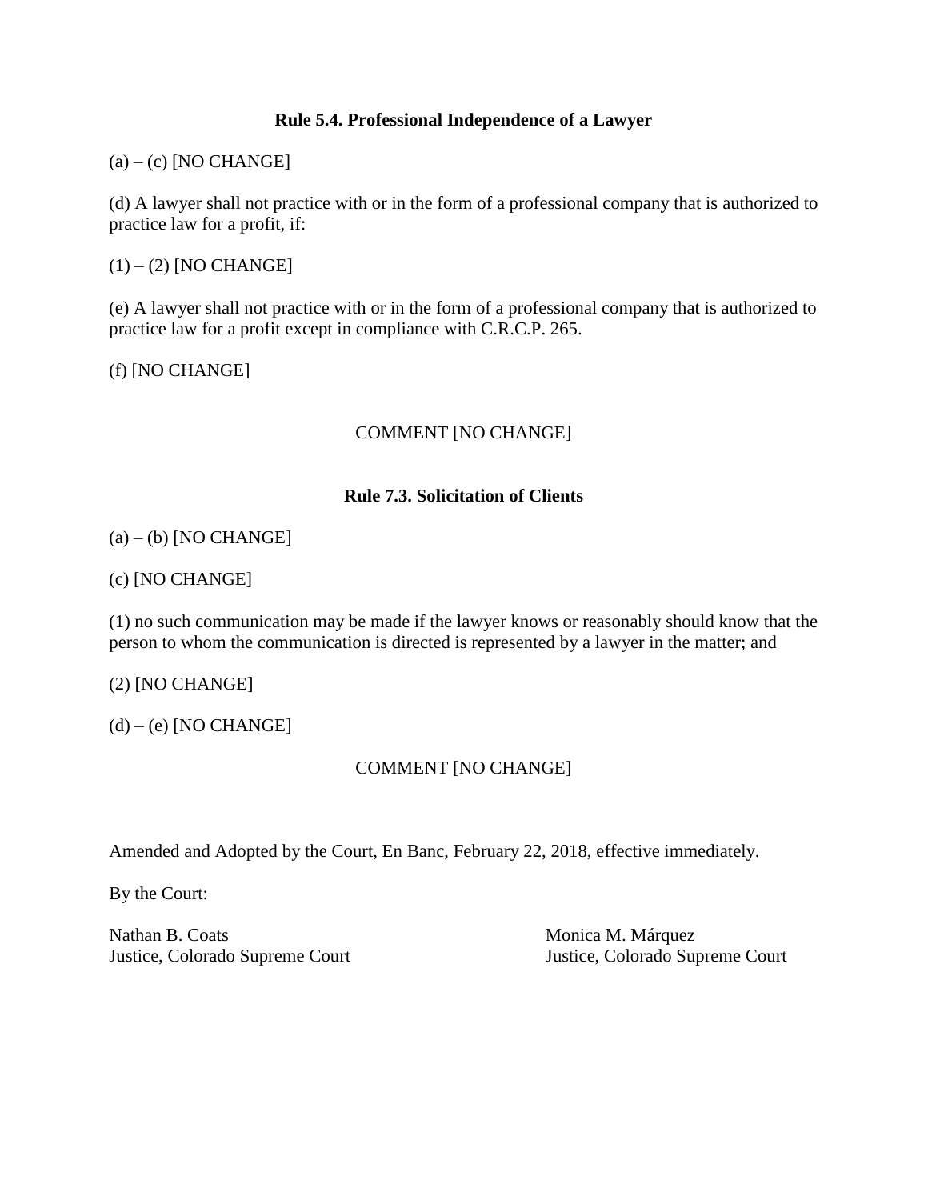### Rule 5.4. Professional Independence of a Lawyer

(a) – (c) [NO CHANGE]

(d) A lawyer shall not practice with or in the form of a professional company that is authorized to practice law for a profit, if:

(1) – (2) [NO CHANGE]

(e) A lawyer shall not practice with or in the form of a professional company that is authorized to practice law for a profit except in compliance with C.R.C.P. 265.

(f) [NO CHANGE]

COMMENT [NO CHANGE]

### Rule 7.3. Solicitation of Clients

(a) – (b) [NO CHANGE]

(c) [NO CHANGE]

(1) no such communication may be made if the lawyer knows or reasonably should know that the person to whom the communication is directed is represented by a lawyer in the matter; and

(2) [NO CHANGE]

(d) – (e) [NO CHANGE]

COMMENT [NO CHANGE]

Amended and Adopted by the Court, En Banc, February 22, 2018, effective immediately.

By the Court:

Nathan B. Coats
Justice, Colorado Supreme Court

Monica M. Márquez
Justice, Colorado Supreme Court